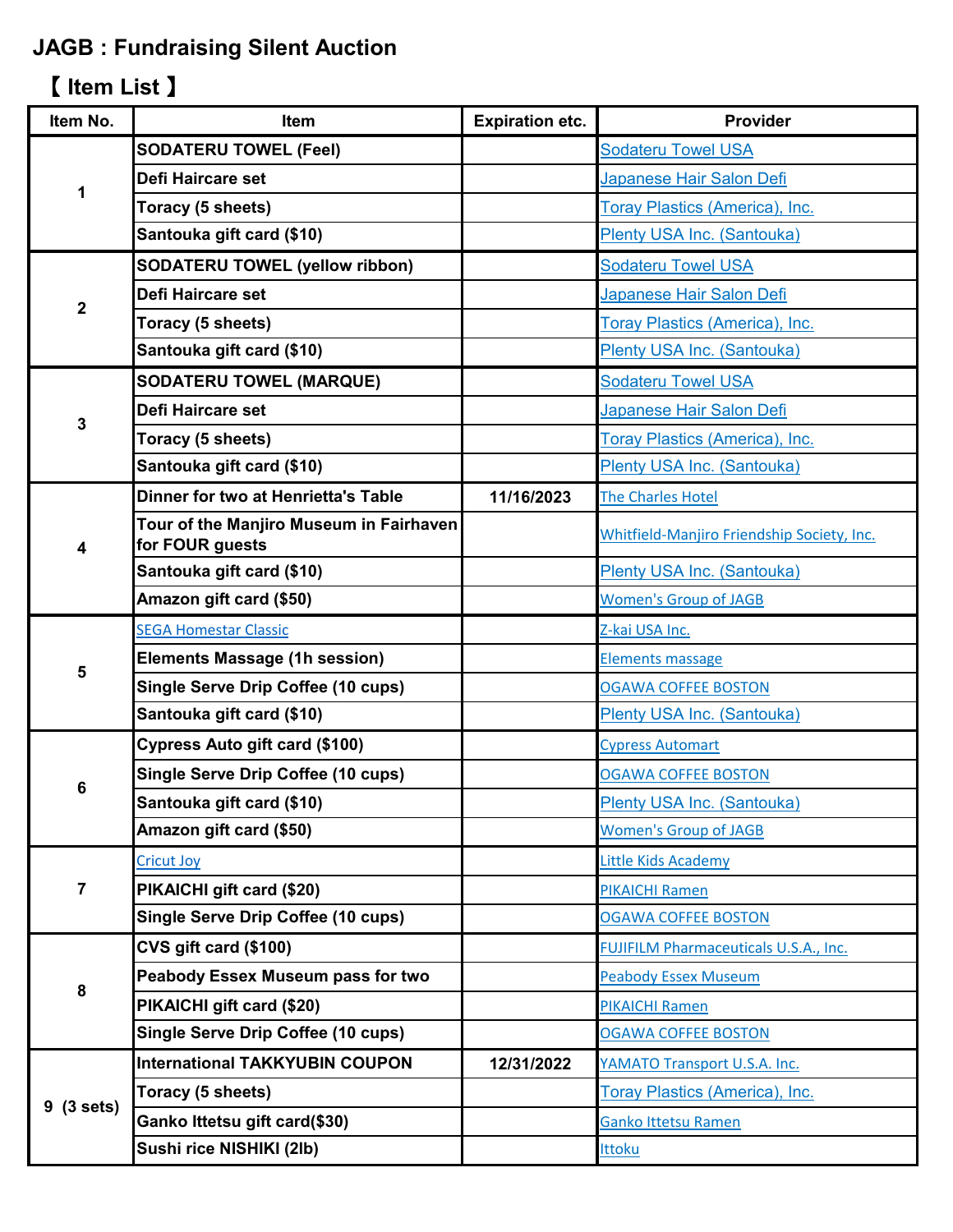# JAGB : Fundraising Silent Auction

## 【 Item List 】

| Item No. | Item | Expiration etc. | Provider |
|---|---|---|---|
| 1 | SODATERU TOWEL (Feel) | | Sodateru Towel USA |
| | Defi Haircare set | | Japanese Hair Salon Defi |
| | Toracy (5 sheets) | | Toray Plastics (America), Inc. |
| | Santouka gift card ($10) | | Plenty USA Inc. (Santouka) |
| 2 | SODATERU TOWEL (yellow ribbon) | | Sodateru Towel USA |
| | Defi Haircare set | | Japanese Hair Salon Defi |
| | Toracy (5 sheets) | | Toray Plastics (America), Inc. |
| | Santouka gift card ($10) | | Plenty USA Inc. (Santouka) |
| 3 | SODATERU TOWEL (MARQUE) | | Sodateru Towel USA |
| | Defi Haircare set | | Japanese Hair Salon Defi |
| | Toracy (5 sheets) | | Toray Plastics (America), Inc. |
| | Santouka gift card ($10) | | Plenty USA Inc. (Santouka) |
| 4 | Dinner for two at Henrietta's Table | 11/16/2023 | The Charles Hotel |
| | Tour of the Manjiro Museum in Fairhaven for FOUR guests | | Whitfield-Manjiro Friendship Society, Inc. |
| | Santouka gift card ($10) | | Plenty USA Inc. (Santouka) |
| | Amazon gift card ($50) | | Women's Group of JAGB |
| 5 | SEGA Homestar Classic | | Z-kai USA Inc. |
| | Elements Massage (1h session) | | Elements massage |
| | Single Serve Drip Coffee (10 cups) | | OGAWA COFFEE BOSTON |
| | Santouka gift card ($10) | | Plenty USA Inc. (Santouka) |
| 6 | Cypress Auto gift card ($100) | | Cypress Automart |
| | Single Serve Drip Coffee (10 cups) | | OGAWA COFFEE BOSTON |
| | Santouka gift card ($10) | | Plenty USA Inc. (Santouka) |
| | Amazon gift card ($50) | | Women's Group of JAGB |
| 7 | Cricut Joy | | Little Kids Academy |
| | PIKAICHI gift card ($20) | | PIKAICHI Ramen |
| | Single Serve Drip Coffee (10 cups) | | OGAWA COFFEE BOSTON |
| 8 | CVS gift card ($100) | | FUJIFILM Pharmaceuticals U.S.A., Inc. |
| | Peabody Essex Museum pass for two | | Peabody Essex Museum |
| | PIKAICHI gift card ($20) | | PIKAICHI Ramen |
| | Single Serve Drip Coffee (10 cups) | | OGAWA COFFEE BOSTON |
| 9 (3 sets) | International TAKKYUBIN COUPON | 12/31/2022 | YAMATO Transport U.S.A. Inc. |
| | Toracy (5 sheets) | | Toray Plastics (America), Inc. |
| | Ganko Ittetsu gift card($30) | | Ganko Ittetsu Ramen |
| | Sushi rice NISHIKI (2lb) | | Ittoku |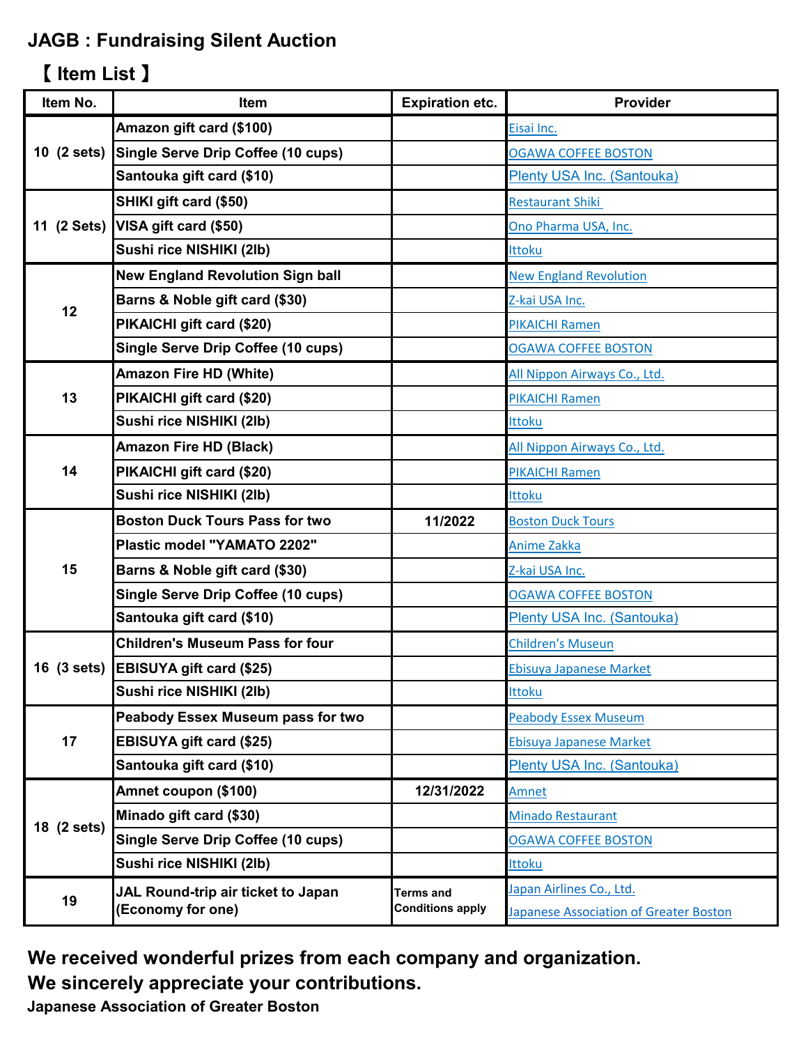## JAGB : Fundraising Silent Auction

### 【 Item List 】

| Item No. | Item | Expiration etc. | Provider |
|---|---|---|---|
| 10 (2 sets) | Amazon gift card ($100) | | Eisai Inc. |
| | Single Serve Drip Coffee (10 cups) | | OGAWA COFFEE BOSTON |
| | Santouka gift card ($10) | | Plenty USA Inc. (Santouka) |
| 11 (2 Sets) | SHIKI gift card ($50) | | Restaurant Shiki |
| | VISA gift card ($50) | | Ono Pharma USA, Inc. |
| | Sushi rice NISHIKI (2lb) | | Ittoku |
| 12 | New England Revolution Sign ball | | New England Revolution |
| | Barns & Noble gift card ($30) | | Z-kai USA Inc. |
| | PIKAICHI gift card ($20) | | PIKAICHI Ramen |
| | Single Serve Drip Coffee (10 cups) | | OGAWA COFFEE BOSTON |
| 13 | Amazon Fire HD (White) | | All Nippon Airways Co., Ltd. |
| | PIKAICHI gift card ($20) | | PIKAICHI Ramen |
| | Sushi rice NISHIKI (2lb) | | Ittoku |
| 14 | Amazon Fire HD (Black) | | All Nippon Airways Co., Ltd. |
| | PIKAICHI gift card ($20) | | PIKAICHI Ramen |
| | Sushi rice NISHIKI (2lb) | | Ittoku |
| 15 | Boston Duck Tours Pass for two | 11/2022 | Boston Duck Tours |
| | Plastic model "YAMATO 2202" | | Anime Zakka |
| | Barns & Noble gift card ($30) | | Z-kai USA Inc. |
| | Single Serve Drip Coffee (10 cups) | | OGAWA COFFEE BOSTON |
| | Santouka gift card ($10) | | Plenty USA Inc. (Santouka) |
| 16 (3 sets) | Children's Museum Pass for four | | Children's Museun |
| | EBISUYA gift card ($25) | | Ebisuya Japanese Market |
| | Sushi rice NISHIKI (2lb) | | Ittoku |
| 17 | Peabody Essex Museum pass for two | | Peabody Essex Museum |
| | EBISUYA gift card ($25) | | Ebisuya Japanese Market |
| | Santouka gift card ($10) | | Plenty USA Inc. (Santouka) |
| 18 (2 sets) | Amnet coupon ($100) | 12/31/2022 | Amnet |
| | Minado gift card ($30) | | Minado Restaurant |
| | Single Serve Drip Coffee (10 cups) | | OGAWA COFFEE BOSTON |
| | Sushi rice NISHIKI (2lb) | | Ittoku |
| 19 | JAL Round-trip air ticket to Japan (Economy for one) | Terms and Conditions apply | Japan Airlines Co., Ltd. / Japanese Association of Greater Boston |

**We received wonderful prizes from each company and organization.**
**We sincerely appreciate your contributions.**

**Japanese Association of Greater Boston**